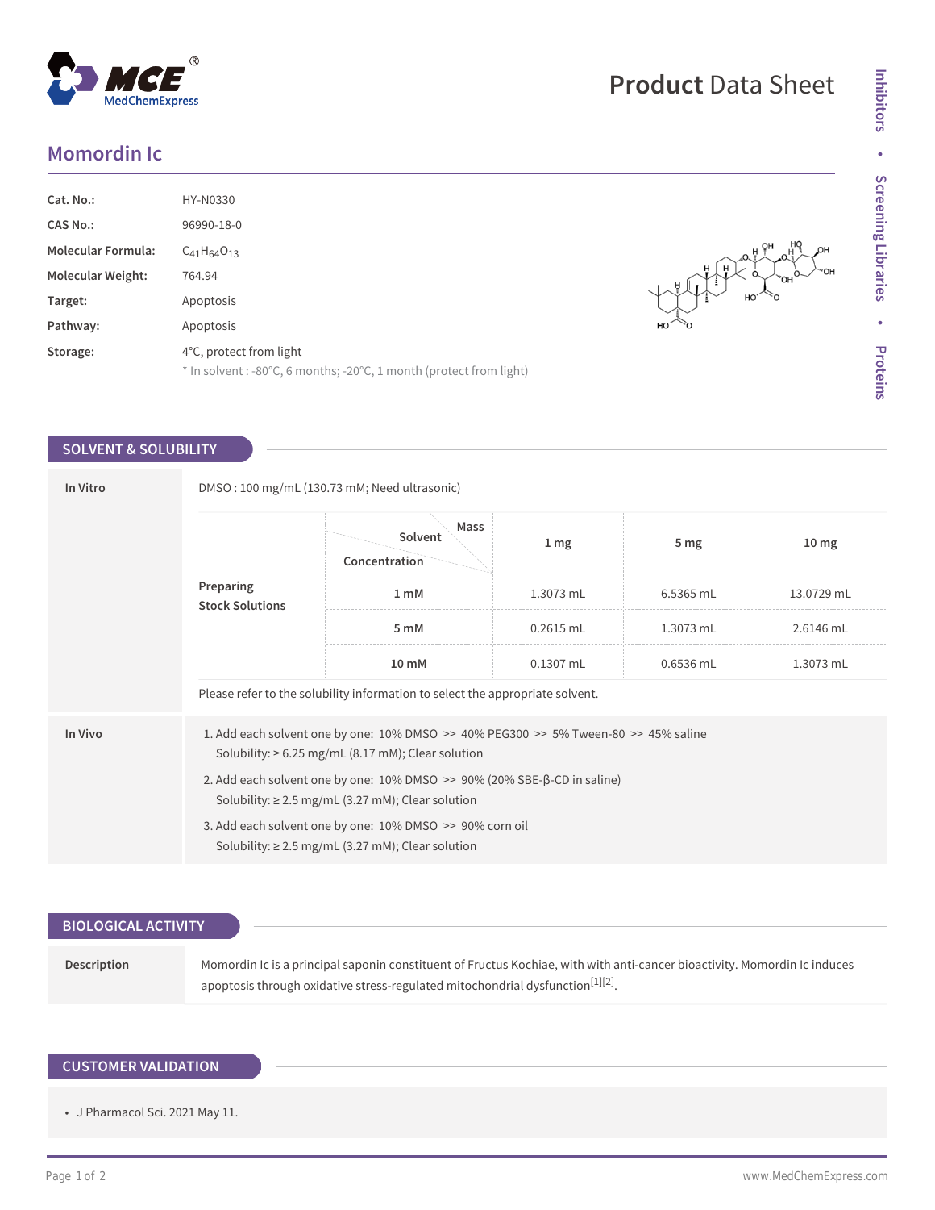# Momordin Ic

| | |
|---|---|
| **Cat. No.:** | HY-N0330 |
| **CAS No.:** | 96990-18-0 |
| **Molecular Formula:** | $C_{41}H_{64}O_{13}$ |
| **Molecular Weight:** | 764.94 |
| **Target:** | Apoptosis |
| **Pathway:** | Apoptosis |
| **Storage:** | 4°C, protect from light<br>* In solvent : -80°C, 6 months; -20°C, 1 month (protect from light) |

## SOLVENT & SOLUBILITY

**In Vitro**

DMSO : 100 mg/mL (130.73 mM; Need ultrasonic)

**Preparing Stock Solutions**

| Concentration \ Solvent \ Mass | 1 mg | 5 mg | 10 mg |
|---|---|---|---|
| 1 mM | 1.3073 mL | 6.5365 mL | 13.0729 mL |
| 5 mM | 0.2615 mL | 1.3073 mL | 2.6146 mL |
| 10 mM | 0.1307 mL | 0.6536 mL | 1.3073 mL |

Please refer to the solubility information to select the appropriate solvent.

**In Vivo**

1. Add each solvent one by one: 10% DMSO >> 40% PEG300 >> 5% Tween-80 >> 45% saline
   Solubility: ≥ 6.25 mg/mL (8.17 mM); Clear solution
2. Add each solvent one by one: 10% DMSO >> 90% (20% SBE-β-CD in saline)
   Solubility: ≥ 2.5 mg/mL (3.27 mM); Clear solution
3. Add each solvent one by one: 10% DMSO >> 90% corn oil
   Solubility: ≥ 2.5 mg/mL (3.27 mM); Clear solution

## BIOLOGICAL ACTIVITY

**Description**

Momordin Ic is a principal saponin constituent of Fructus Kochiae, with with anti-cancer bioactivity. Momordin Ic induces apoptosis through oxidative stress-regulated mitochondrial dysfunction[1][2].

## CUSTOMER VALIDATION

- J Pharmacol Sci. 2021 May 11.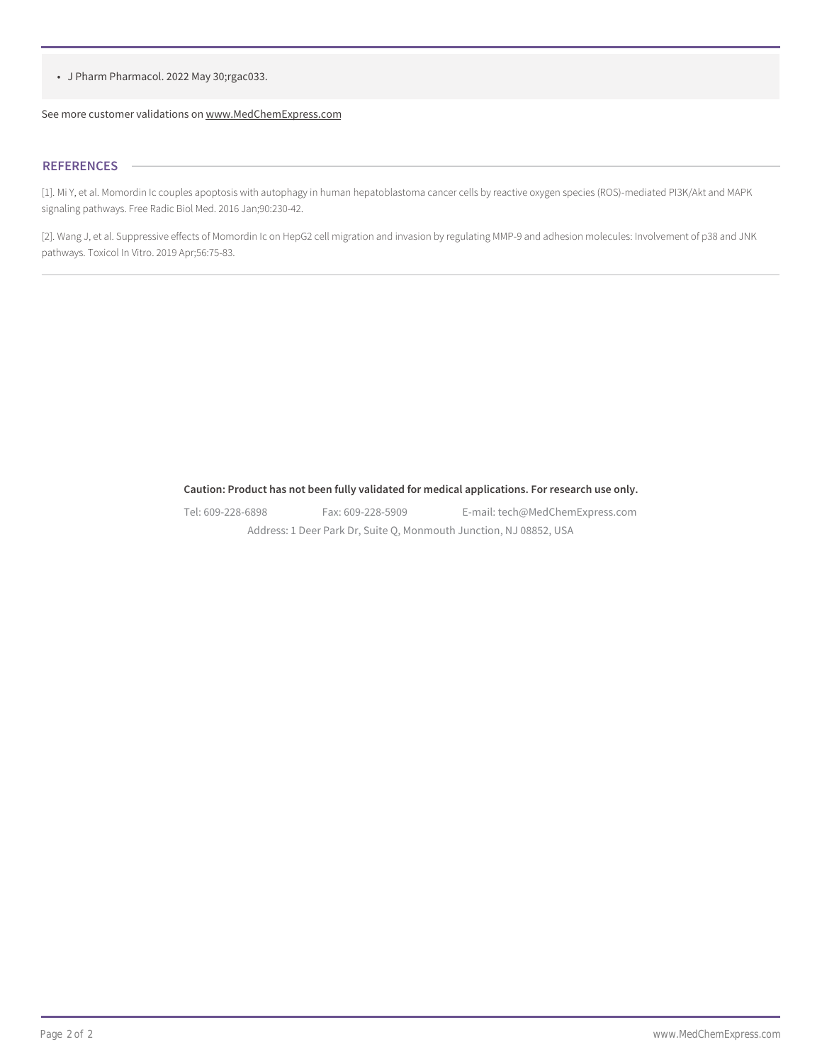- J Pharm Pharmacol. 2022 May 30;rgac033.

See more customer validations on www.MedChemExpress.com

## REFERENCES

[1]. Mi Y, et al. Momordin Ic couples apoptosis with autophagy in human hepatoblastoma cancer cells by reactive oxygen species (ROS)-mediated PI3K/Akt and MAPK signaling pathways. Free Radic Biol Med. 2016 Jan;90:230-42.

[2]. Wang J, et al. Suppressive effects of Momordin Ic on HepG2 cell migration and invasion by regulating MMP-9 and adhesion molecules: Involvement of p38 and JNK pathways. Toxicol In Vitro. 2019 Apr;56:75-83.

**Caution: Product has not been fully validated for medical applications. For research use only.**

Tel: 609-228-6898 Fax: 609-228-5909 E-mail: tech@MedChemExpress.com

Address: 1 Deer Park Dr, Suite Q, Monmouth Junction, NJ 08852, USA